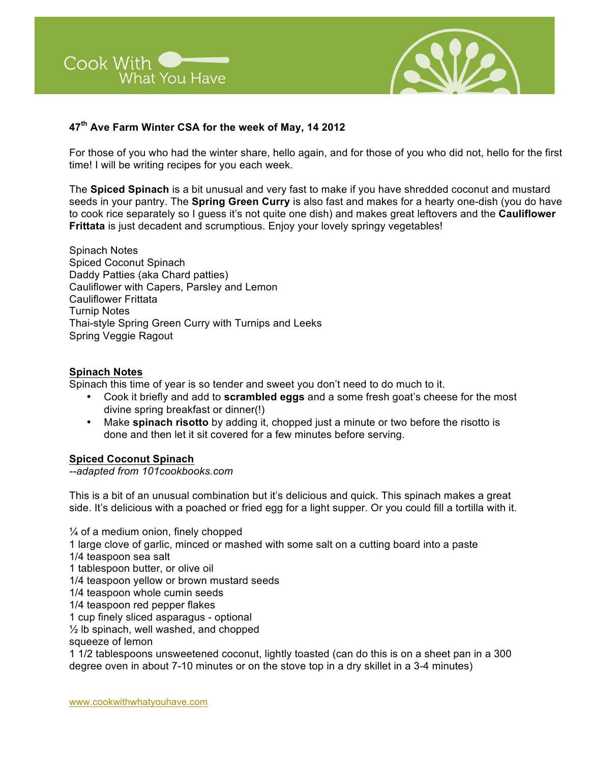Cook With What You Have

### 47th Ave Farm Winter CSA for the week of May, 14 2012

For those of you who had the winter share, hello again, and for those of you who did not, hello for the first time! I will be writing recipes for you each week.

The **Spiced Spinach** is a bit unusual and very fast to make if you have shredded coconut and mustard seeds in your pantry. The **Spring Green Curry** is also fast and makes for a hearty one-dish (you do have to cook rice separately so I guess it's not quite one dish) and makes great leftovers and the **Cauliflower Frittata** is just decadent and scrumptious. Enjoy your lovely springy vegetables!

Spinach Notes
Spiced Coconut Spinach
Daddy Patties (aka Chard patties)
Cauliflower with Capers, Parsley and Lemon
Cauliflower Frittata
Turnip Notes
Thai-style Spring Green Curry with Turnips and Leeks
Spring Veggie Ragout

## Spinach Notes

Spinach this time of year is so tender and sweet you don't need to do much to it.

- Cook it briefly and add to **scrambled eggs** and a some fresh goat's cheese for the most divine spring breakfast or dinner(!)
- Make **spinach risotto** by adding it, chopped just a minute or two before the risotto is done and then let it sit covered for a few minutes before serving.

## Spiced Coconut Spinach

*--adapted from 101cookbooks.com*

This is a bit of an unusual combination but it's delicious and quick. This spinach makes a great side. It's delicious with a poached or fried egg for a light supper. Or you could fill a tortilla with it.

¼ of a medium onion, finely chopped
1 large clove of garlic, minced or mashed with some salt on a cutting board into a paste
1/4 teaspoon sea salt
1 tablespoon butter, or olive oil
1/4 teaspoon yellow or brown mustard seeds
1/4 teaspoon whole cumin seeds
1/4 teaspoon red pepper flakes
1 cup finely sliced asparagus - optional
½ lb spinach, well washed, and chopped
squeeze of lemon
1 1/2 tablespoons unsweetened coconut, lightly toasted (can do this is on a sheet pan in a 300 degree oven in about 7-10 minutes or on the stove top in a dry skillet in a 3-4 minutes)

www.cookwithwhatyouhave.com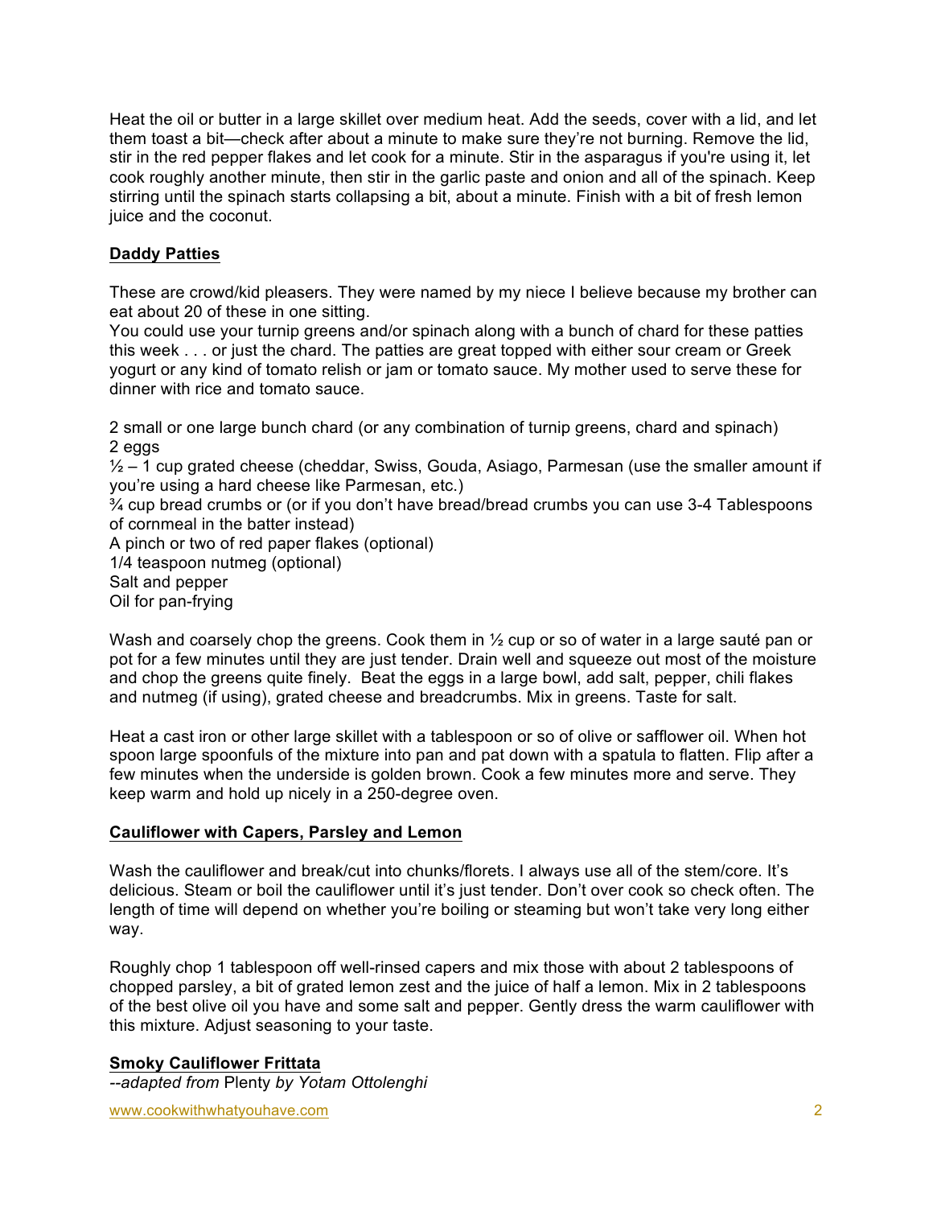Heat the oil or butter in a large skillet over medium heat. Add the seeds, cover with a lid, and let them toast a bit—check after about a minute to make sure they're not burning. Remove the lid, stir in the red pepper flakes and let cook for a minute. Stir in the asparagus if you're using it, let cook roughly another minute, then stir in the garlic paste and onion and all of the spinach. Keep stirring until the spinach starts collapsing a bit, about a minute. Finish with a bit of fresh lemon juice and the coconut.

### Daddy Patties

These are crowd/kid pleasers. They were named by my niece I believe because my brother can eat about 20 of these in one sitting.
You could use your turnip greens and/or spinach along with a bunch of chard for these patties this week . . . or just the chard. The patties are great topped with either sour cream or Greek yogurt or any kind of tomato relish or jam or tomato sauce. My mother used to serve these for dinner with rice and tomato sauce.

2 small or one large bunch chard (or any combination of turnip greens, chard and spinach)
2 eggs
½ – 1 cup grated cheese (cheddar, Swiss, Gouda, Asiago, Parmesan (use the smaller amount if you're using a hard cheese like Parmesan, etc.)
¾ cup bread crumbs or (or if you don't have bread/bread crumbs you can use 3-4 Tablespoons of cornmeal in the batter instead)
A pinch or two of red paper flakes (optional)
1/4 teaspoon nutmeg (optional)
Salt and pepper
Oil for pan-frying

Wash and coarsely chop the greens. Cook them in ½ cup or so of water in a large sauté pan or pot for a few minutes until they are just tender. Drain well and squeeze out most of the moisture and chop the greens quite finely. Beat the eggs in a large bowl, add salt, pepper, chili flakes and nutmeg (if using), grated cheese and breadcrumbs. Mix in greens. Taste for salt.

Heat a cast iron or other large skillet with a tablespoon or so of olive or safflower oil. When hot spoon large spoonfuls of the mixture into pan and pat down with a spatula to flatten. Flip after a few minutes when the underside is golden brown. Cook a few minutes more and serve. They keep warm and hold up nicely in a 250-degree oven.

### Cauliflower with Capers, Parsley and Lemon

Wash the cauliflower and break/cut into chunks/florets. I always use all of the stem/core. It's delicious. Steam or boil the cauliflower until it's just tender. Don't over cook so check often. The length of time will depend on whether you're boiling or steaming but won't take very long either way.

Roughly chop 1 tablespoon off well-rinsed capers and mix those with about 2 tablespoons of chopped parsley, a bit of grated lemon zest and the juice of half a lemon. Mix in 2 tablespoons of the best olive oil you have and some salt and pepper. Gently dress the warm cauliflower with this mixture. Adjust seasoning to your taste.

### Smoky Cauliflower Frittata

*--adapted from* Plenty *by Yotam Ottolenghi*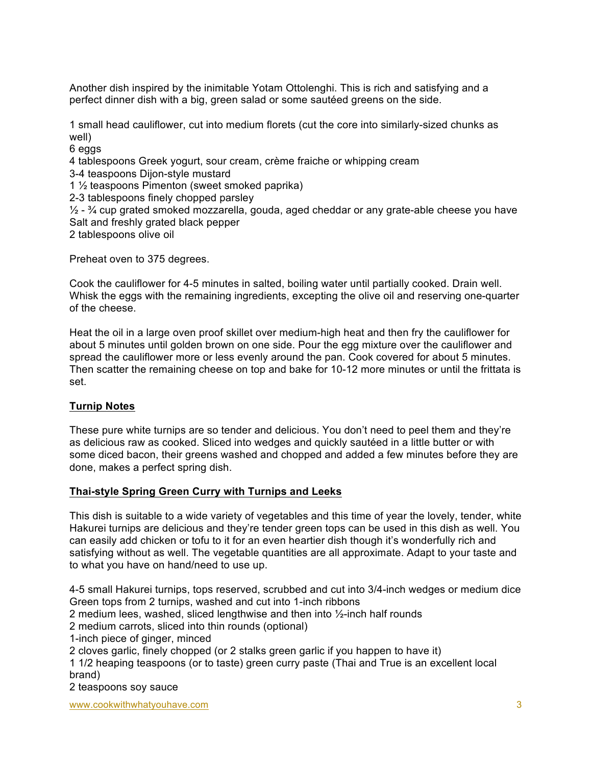Another dish inspired by the inimitable Yotam Ottolenghi. This is rich and satisfying and a perfect dinner dish with a big, green salad or some sautéed greens on the side.

1 small head cauliflower, cut into medium florets (cut the core into similarly-sized chunks as well)
6 eggs
4 tablespoons Greek yogurt, sour cream, crème fraiche or whipping cream
3-4 teaspoons Dijon-style mustard
1 ½ teaspoons Pimenton (sweet smoked paprika)
2-3 tablespoons finely chopped parsley
½ - ¾ cup grated smoked mozzarella, gouda, aged cheddar or any grate-able cheese you have
Salt and freshly grated black pepper
2 tablespoons olive oil

Preheat oven to 375 degrees.

Cook the cauliflower for 4-5 minutes in salted, boiling water until partially cooked. Drain well. Whisk the eggs with the remaining ingredients, excepting the olive oil and reserving one-quarter of the cheese.

Heat the oil in a large oven proof skillet over medium-high heat and then fry the cauliflower for about 5 minutes until golden brown on one side. Pour the egg mixture over the cauliflower and spread the cauliflower more or less evenly around the pan. Cook covered for about 5 minutes. Then scatter the remaining cheese on top and bake for 10-12 more minutes or until the frittata is set.

## Turnip Notes

These pure white turnips are so tender and delicious. You don't need to peel them and they're as delicious raw as cooked. Sliced into wedges and quickly sautéed in a little butter or with some diced bacon, their greens washed and chopped and added a few minutes before they are done, makes a perfect spring dish.

## Thai-style Spring Green Curry with Turnips and Leeks

This dish is suitable to a wide variety of vegetables and this time of year the lovely, tender, white Hakurei turnips are delicious and they're tender green tops can be used in this dish as well. You can easily add chicken or tofu to it for an even heartier dish though it's wonderfully rich and satisfying without as well. The vegetable quantities are all approximate. Adapt to your taste and to what you have on hand/need to use up.

4-5 small Hakurei turnips, tops reserved, scrubbed and cut into 3/4-inch wedges or medium dice
Green tops from 2 turnips, washed and cut into 1-inch ribbons
2 medium lees, washed, sliced lengthwise and then into ½-inch half rounds
2 medium carrots, sliced into thin rounds (optional)
1-inch piece of ginger, minced
2 cloves garlic, finely chopped (or 2 stalks green garlic if you happen to have it)
1 1/2 heaping teaspoons (or to taste) green curry paste (Thai and True is an excellent local brand)
2 teaspoons soy sauce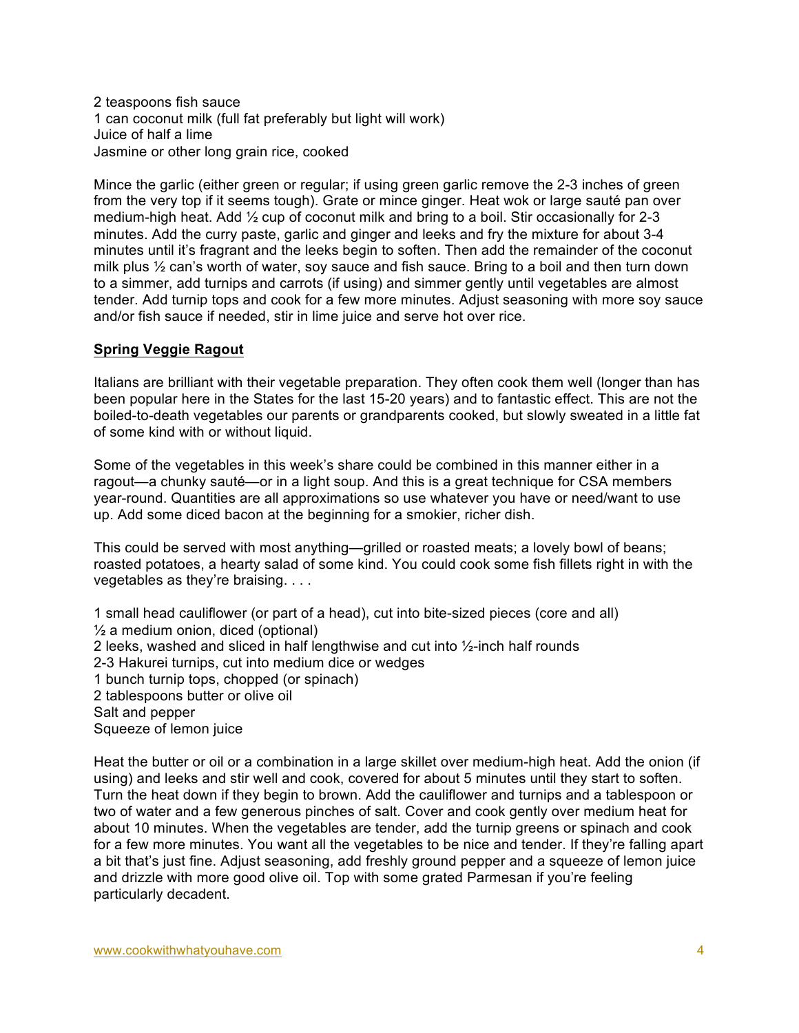2 teaspoons fish sauce
1 can coconut milk (full fat preferably but light will work)
Juice of half a lime
Jasmine or other long grain rice, cooked

Mince the garlic (either green or regular; if using green garlic remove the 2-3 inches of green from the very top if it seems tough). Grate or mince ginger. Heat wok or large sauté pan over medium-high heat. Add ½ cup of coconut milk and bring to a boil. Stir occasionally for 2-3 minutes. Add the curry paste, garlic and ginger and leeks and fry the mixture for about 3-4 minutes until it's fragrant and the leeks begin to soften. Then add the remainder of the coconut milk plus ½ can's worth of water, soy sauce and fish sauce. Bring to a boil and then turn down to a simmer, add turnips and carrots (if using) and simmer gently until vegetables are almost tender. Add turnip tops and cook for a few more minutes. Adjust seasoning with more soy sauce and/or fish sauce if needed, stir in lime juice and serve hot over rice.

## Spring Veggie Ragout

Italians are brilliant with their vegetable preparation. They often cook them well (longer than has been popular here in the States for the last 15-20 years) and to fantastic effect. This are not the boiled-to-death vegetables our parents or grandparents cooked, but slowly sweated in a little fat of some kind with or without liquid.

Some of the vegetables in this week's share could be combined in this manner either in a ragout—a chunky sauté—or in a light soup. And this is a great technique for CSA members year-round. Quantities are all approximations so use whatever you have or need/want to use up. Add some diced bacon at the beginning for a smokier, richer dish.

This could be served with most anything—grilled or roasted meats; a lovely bowl of beans; roasted potatoes, a hearty salad of some kind. You could cook some fish fillets right in with the vegetables as they're braising. . . .

1 small head cauliflower (or part of a head), cut into bite-sized pieces (core and all)
½ a medium onion, diced (optional)
2 leeks, washed and sliced in half lengthwise and cut into ½-inch half rounds
2-3 Hakurei turnips, cut into medium dice or wedges
1 bunch turnip tops, chopped (or spinach)
2 tablespoons butter or olive oil
Salt and pepper
Squeeze of lemon juice

Heat the butter or oil or a combination in a large skillet over medium-high heat. Add the onion (if using) and leeks and stir well and cook, covered for about 5 minutes until they start to soften. Turn the heat down if they begin to brown. Add the cauliflower and turnips and a tablespoon or two of water and a few generous pinches of salt. Cover and cook gently over medium heat for about 10 minutes. When the vegetables are tender, add the turnip greens or spinach and cook for a few more minutes. You want all the vegetables to be nice and tender. If they're falling apart a bit that's just fine. Adjust seasoning, add freshly ground pepper and a squeeze of lemon juice and drizzle with more good olive oil. Top with some grated Parmesan if you're feeling particularly decadent.

www.cookwithwhatyouhave.com